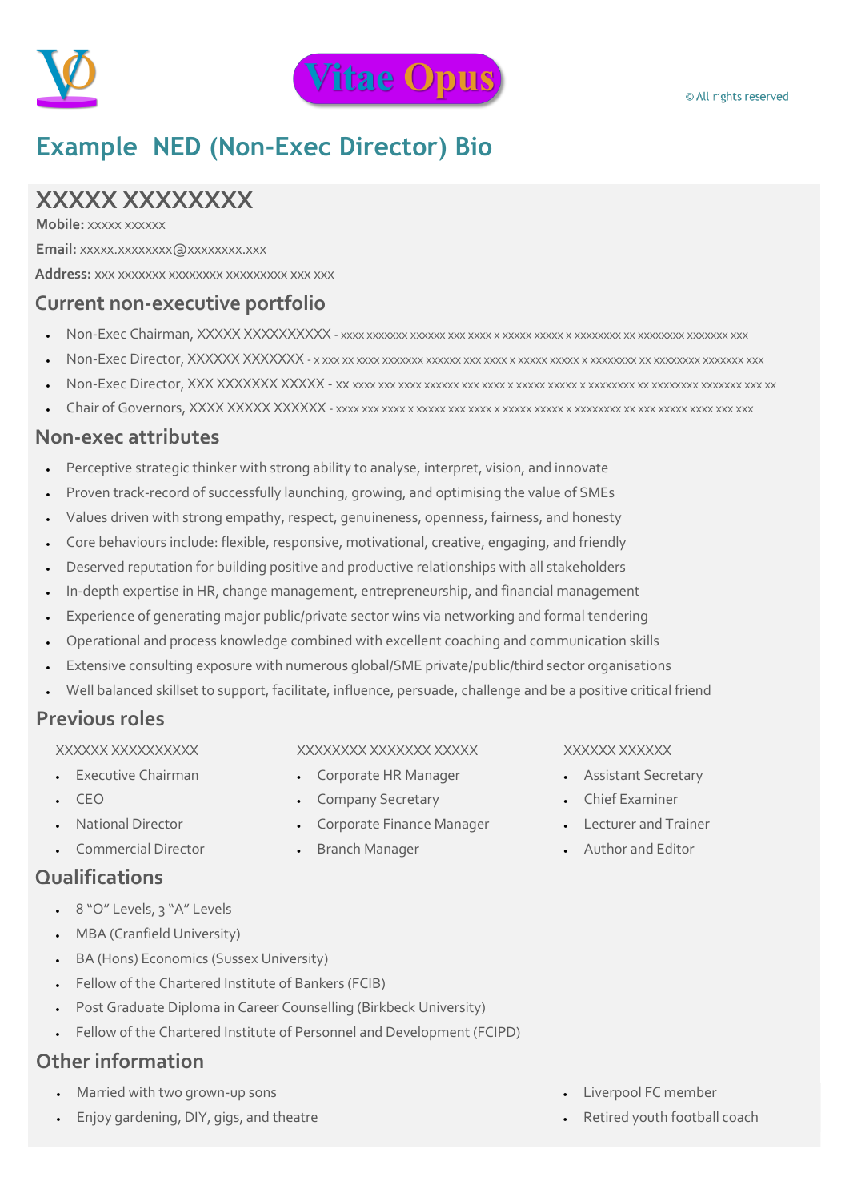Vitae Opus

© All rights reserved

# Example NED (Non-Exec Director) Bio

## XXXXX XXXXXXXX

**Mobile:** xxxxx xxxxxx

**Email:** xxxxx.xxxxxxxx@xxxxxxxx.xxx

**Address:** xxx xxxxxxx xxxxxxxx xxxxxxxxx xxx xxx

### Current non-executive portfolio

- Non-Exec Chairman, XXXXX XXXXXXXXXX - xxxx xxxxxxx xxxxxx xxx xxxx x xxxxx xxxxx x xxxxxxxx xx xxxxxxxx xxxxxxx xxx
- Non-Exec Director, XXXXXX XXXXXXX - x xxx xx xxxx xxxxxxx xxxxxx xxx xxxx x xxxxx xxxxx x xxxxxxxx xx xxxxxxxx xxxxxxx xxx
- Non-Exec Director, XXX XXXXXXX XXXXX - xx xxxx xxx xxxx xxxxxx xxx xxxx x xxxxx xxxxx x xxxxxxxx xx xxxxxxxx xxxxxxx xxx xx
- Chair of Governors, XXXX XXXXX XXXXXX - xxxx xxx xxxx x xxxxx xxx xxxx x xxxxx xxxxx x xxxxxxxx xx xxx xxxxx xxxx xxx xxx

### Non-exec attributes

- Perceptive strategic thinker with strong ability to analyse, interpret, vision, and innovate
- Proven track-record of successfully launching, growing, and optimising the value of SMEs
- Values driven with strong empathy, respect, genuineness, openness, fairness, and honesty
- Core behaviours include: flexible, responsive, motivational, creative, engaging, and friendly
- Deserved reputation for building positive and productive relationships with all stakeholders
- In-depth expertise in HR, change management, entrepreneurship, and financial management
- Experience of generating major public/private sector wins via networking and formal tendering
- Operational and process knowledge combined with excellent coaching and communication skills
- Extensive consulting exposure with numerous global/SME private/public/third sector organisations
- Well balanced skillset to support, facilitate, influence, persuade, challenge and be a positive critical friend

### Previous roles

XXXXXX XXXXXXXXXX

- Executive Chairman
- CEO
- National Director
- Commercial Director

XXXXXXXX XXXXXXX XXXXX

- Corporate HR Manager
- Company Secretary
- Corporate Finance Manager
- Branch Manager

XXXXXX XXXXXX

- Assistant Secretary
- Chief Examiner
- Lecturer and Trainer
- Author and Editor

### Qualifications

- 8 "O" Levels, 3 "A" Levels
- MBA (Cranfield University)
- BA (Hons) Economics (Sussex University)
- Fellow of the Chartered Institute of Bankers (FCIB)
- Post Graduate Diploma in Career Counselling (Birkbeck University)
- Fellow of the Chartered Institute of Personnel and Development (FCIPD)

### Other information

- Married with two grown-up sons
- Enjoy gardening, DIY, gigs, and theatre
- Liverpool FC member
- Retired youth football coach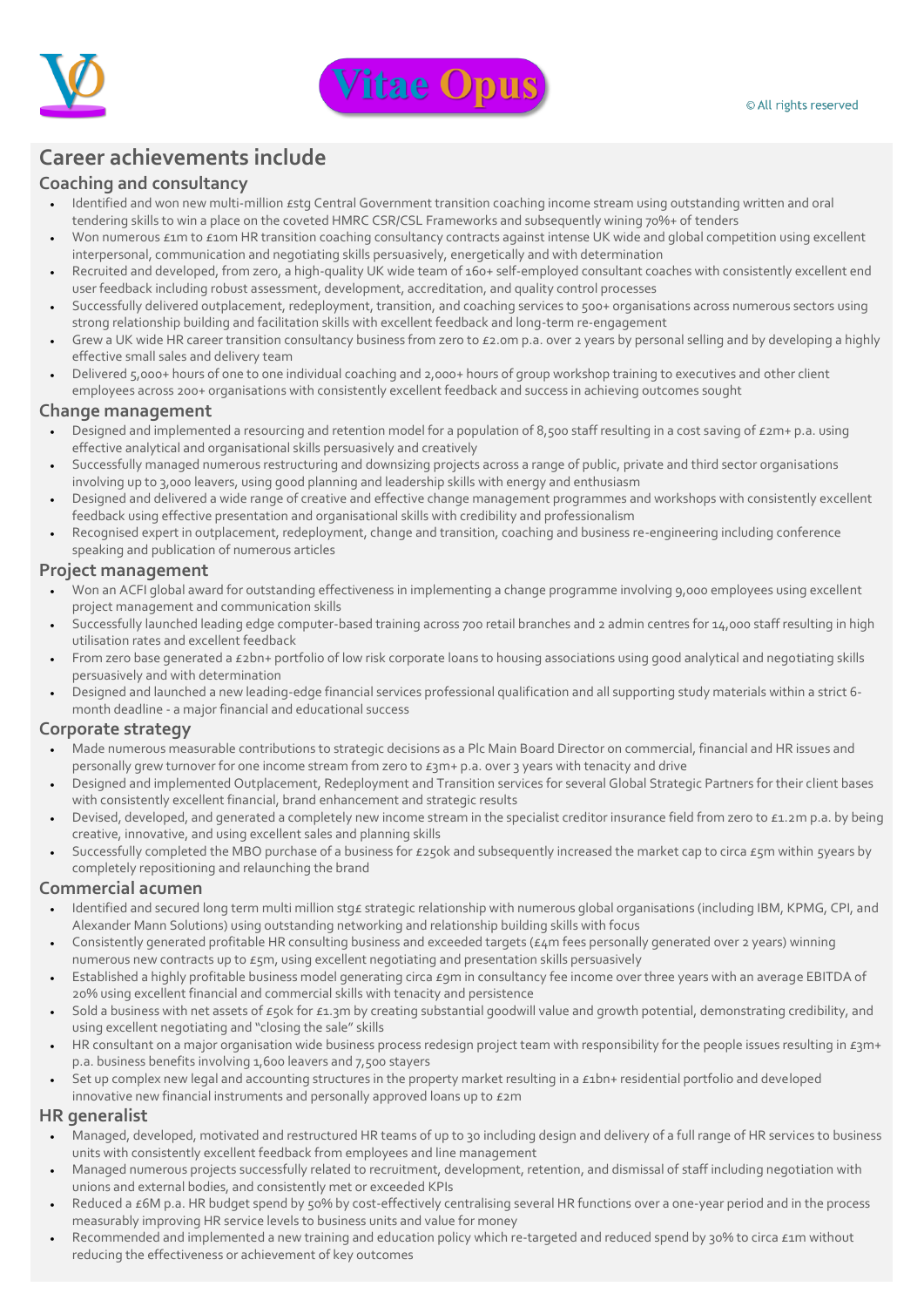## Career achievements include

### Coaching and consultancy

- Identified and won new multi-million £stg Central Government transition coaching income stream using outstanding written and oral tendering skills to win a place on the coveted HMRC CSR/CSL Frameworks and subsequently wining 70%+ of tenders
- Won numerous £1m to £10m HR transition coaching consultancy contracts against intense UK wide and global competition using excellent interpersonal, communication and negotiating skills persuasively, energetically and with determination
- Recruited and developed, from zero, a high-quality UK wide team of 160+ self-employed consultant coaches with consistently excellent end user feedback including robust assessment, development, accreditation, and quality control processes
- Successfully delivered outplacement, redeployment, transition, and coaching services to 500+ organisations across numerous sectors using strong relationship building and facilitation skills with excellent feedback and long-term re-engagement
- Grew a UK wide HR career transition consultancy business from zero to £2.0m p.a. over 2 years by personal selling and by developing a highly effective small sales and delivery team
- Delivered 5,000+ hours of one to one individual coaching and 2,000+ hours of group workshop training to executives and other client employees across 200+ organisations with consistently excellent feedback and success in achieving outcomes sought

### Change management

- Designed and implemented a resourcing and retention model for a population of 8,500 staff resulting in a cost saving of £2m+ p.a. using effective analytical and organisational skills persuasively and creatively
- Successfully managed numerous restructuring and downsizing projects across a range of public, private and third sector organisations involving up to 3,000 leavers, using good planning and leadership skills with energy and enthusiasm
- Designed and delivered a wide range of creative and effective change management programmes and workshops with consistently excellent feedback using effective presentation and organisational skills with credibility and professionalism
- Recognised expert in outplacement, redeployment, change and transition, coaching and business re-engineering including conference speaking and publication of numerous articles

### Project management

- Won an ACFI global award for outstanding effectiveness in implementing a change programme involving 9,000 employees using excellent project management and communication skills
- Successfully launched leading edge computer-based training across 700 retail branches and 2 admin centres for 14,000 staff resulting in high utilisation rates and excellent feedback
- From zero base generated a £2bn+ portfolio of low risk corporate loans to housing associations using good analytical and negotiating skills persuasively and with determination
- Designed and launched a new leading-edge financial services professional qualification and all supporting study materials within a strict 6-month deadline - a major financial and educational success

### Corporate strategy

- Made numerous measurable contributions to strategic decisions as a Plc Main Board Director on commercial, financial and HR issues and personally grew turnover for one income stream from zero to £3m+ p.a. over 3 years with tenacity and drive
- Designed and implemented Outplacement, Redeployment and Transition services for several Global Strategic Partners for their client bases with consistently excellent financial, brand enhancement and strategic results
- Devised, developed, and generated a completely new income stream in the specialist creditor insurance field from zero to £1.2m p.a. by being creative, innovative, and using excellent sales and planning skills
- Successfully completed the MBO purchase of a business for £250k and subsequently increased the market cap to circa £5m within 5years by completely repositioning and relaunching the brand

### Commercial acumen

- Identified and secured long term multi million stg£ strategic relationship with numerous global organisations (including IBM, KPMG, CPI, and Alexander Mann Solutions) using outstanding networking and relationship building skills with focus
- Consistently generated profitable HR consulting business and exceeded targets (£4m fees personally generated over 2 years) winning numerous new contracts up to £5m, using excellent negotiating and presentation skills persuasively
- Established a highly profitable business model generating circa £9m in consultancy fee income over three years with an average EBITDA of 20% using excellent financial and commercial skills with tenacity and persistence
- Sold a business with net assets of £50k for £1.3m by creating substantial goodwill value and growth potential, demonstrating credibility, and using excellent negotiating and "closing the sale" skills
- HR consultant on a major organisation wide business process redesign project team with responsibility for the people issues resulting in £3m+ p.a. business benefits involving 1,600 leavers and 7,500 stayers
- Set up complex new legal and accounting structures in the property market resulting in a £1bn+ residential portfolio and developed innovative new financial instruments and personally approved loans up to £2m

### HR generalist

- Managed, developed, motivated and restructured HR teams of up to 30 including design and delivery of a full range of HR services to business units with consistently excellent feedback from employees and line management
- Managed numerous projects successfully related to recruitment, development, retention, and dismissal of staff including negotiation with unions and external bodies, and consistently met or exceeded KPIs
- Reduced a £6M p.a. HR budget spend by 50% by cost-effectively centralising several HR functions over a one-year period and in the process measurably improving HR service levels to business units and value for money
- Recommended and implemented a new training and education policy which re-targeted and reduced spend by 30% to circa £1m without reducing the effectiveness or achievement of key outcomes